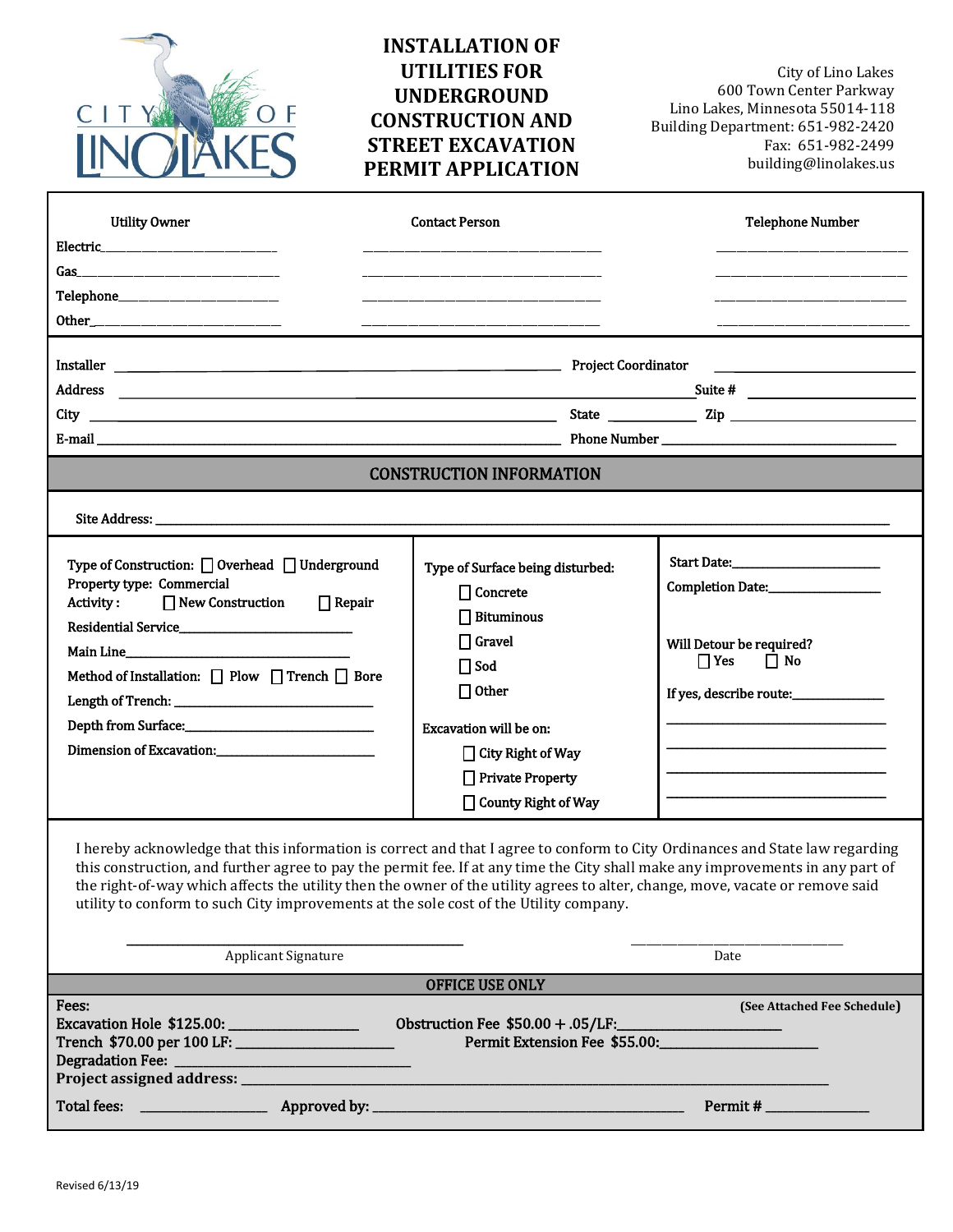# INSTALLATION OF UTILITIES FOR UNDERGROUND CONSTRUCTION AND STREET EXCAVATION PERMIT APPLICATION

City of Lino Lakes
600 Town Center Parkway
Lino Lakes, Minnesota 55014-118
Building Department: 651-982-2420
Fax: 651-982-2499
building@linolakes.us

| Utility Owner | Contact Person | Telephone Number |
| --- | --- | --- |
| Electric________________ | ________________ | ________________ |
| Gas________________ | ________________ | ________________ |
| Telephone________________ | ________________ | ________________ |
| Other________________ | ________________ | ________________ |

Installer ________________ Project Coordinator ________________

Address ________________ Suite # ________________

City ________________ State ________ Zip ________________

E-mail ________________ Phone Number ________________

## CONSTRUCTION INFORMATION

Site Address: ________________

Type of Construction: ☐ Overhead ☐ Underground

Property type: Commercial

Activity: ☐ New Construction ☐ Repair

Residential Service________________

Main Line________________

Method of Installation: ☐ Plow ☐ Trench ☐ Bore

Length of Trench: ________________

Depth from Surface:________________

Dimension of Excavation:________________

Type of Surface being disturbed:

- ☐ Concrete
- ☐ Bituminous
- ☐ Gravel
- ☐ Sod
- ☐ Other

Excavation will be on:

- ☐ City Right of Way
- ☐ Private Property
- ☐ County Right of Way

Start Date:________________

Completion Date:________________

Will Detour be required?
☐ Yes ☐ No

If yes, describe route:________________

________________

________________

________________

________________

I hereby acknowledge that this information is correct and that I agree to conform to City Ordinances and State law regarding this construction, and further agree to pay the permit fee. If at any time the City shall make any improvements in any part of the right-of-way which affects the utility then the owner of the utility agrees to alter, change, move, vacate or remove said utility to conform to such City improvements at the sole cost of the Utility company.

________________ Applicant Signature

________________ Date

## OFFICE USE ONLY

Fees: **(See Attached Fee Schedule)**

Excavation Hole $125.00: ________________ Obstruction Fee $50.00 + .05/LF:________________

Trench $70.00 per 100 LF: ________________ Permit Extension Fee $55.00:________________

Degradation Fee: ________________

Project assigned address: ________________

Total fees: ________________ Approved by: ________________ Permit # ________________

Revised 6/13/19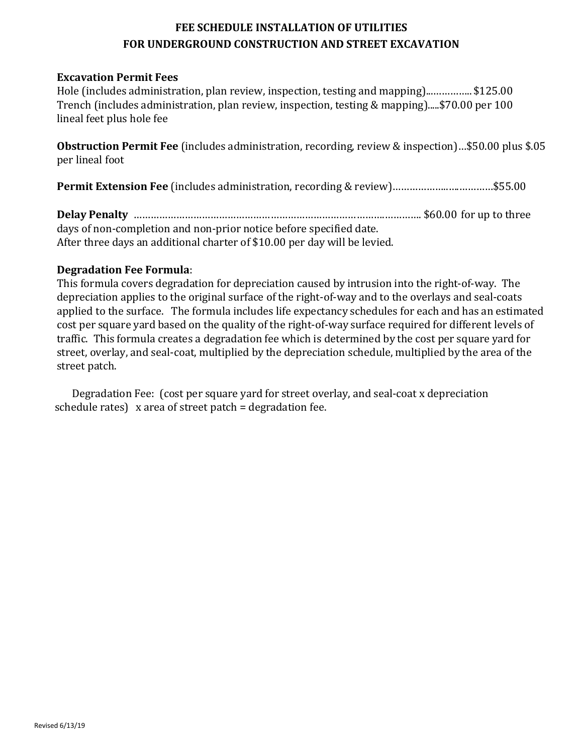# FEE SCHEDULE INSTALLATION OF UTILITIES FOR UNDERGROUND CONSTRUCTION AND STREET EXCAVATION

**Excavation Permit Fees**
Hole (includes administration, plan review, inspection, testing and mapping)................. $125.00
Trench (includes administration, plan review, inspection, testing & mapping).....$70.00 per 100 lineal feet plus hole fee

**Obstruction Permit Fee** (includes administration, recording, review & inspection)…$50.00 plus $.05 per lineal foot

**Permit Extension Fee** (includes administration, recording & review)……………………………$55.00

**Delay Penalty** …………………………………………………………………………………….. $60.00 for up to three days of non-completion and non-prior notice before specified date.
After three days an additional charter of $10.00 per day will be levied.

**Degradation Fee Formula**:
This formula covers degradation for depreciation caused by intrusion into the right-of-way. The depreciation applies to the original surface of the right-of-way and to the overlays and seal-coats applied to the surface. The formula includes life expectancy schedules for each and has an estimated cost per square yard based on the quality of the right-of-way surface required for different levels of traffic. This formula creates a degradation fee which is determined by the cost per square yard for street, overlay, and seal-coat, multiplied by the depreciation schedule, multiplied by the area of the street patch.

Degradation Fee: (cost per square yard for street overlay, and seal-coat x depreciation schedule rates) x area of street patch = degradation fee.

Revised 6/13/19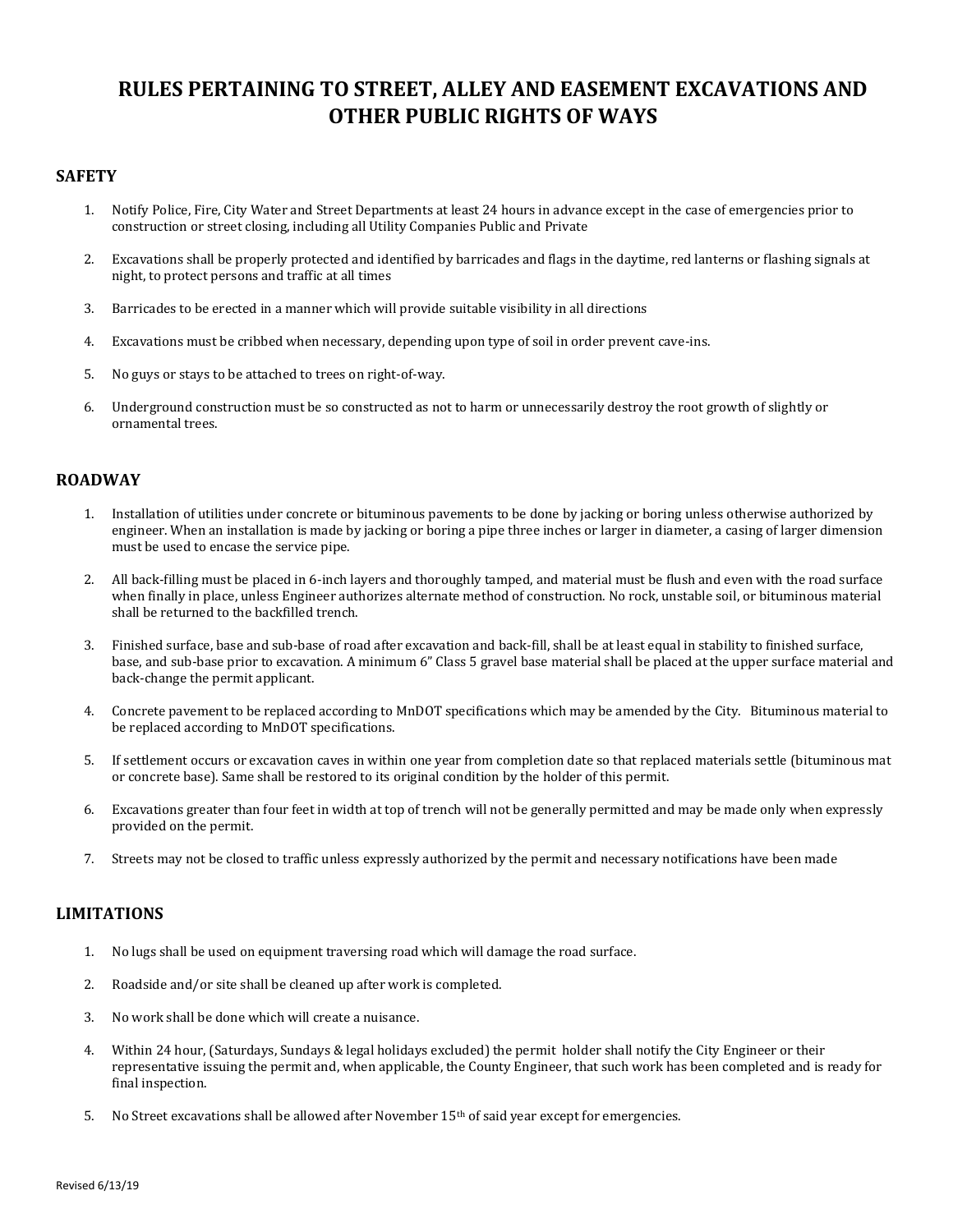# RULES PERTAINING TO STREET, ALLEY AND EASEMENT EXCAVATIONS AND OTHER PUBLIC RIGHTS OF WAYS

## SAFETY

1. Notify Police, Fire, City Water and Street Departments at least 24 hours in advance except in the case of emergencies prior to construction or street closing, including all Utility Companies Public and Private
2. Excavations shall be properly protected and identified by barricades and flags in the daytime, red lanterns or flashing signals at night, to protect persons and traffic at all times
3. Barricades to be erected in a manner which will provide suitable visibility in all directions
4. Excavations must be cribbed when necessary, depending upon type of soil in order prevent cave-ins.
5. No guys or stays to be attached to trees on right-of-way.
6. Underground construction must be so constructed as not to harm or unnecessarily destroy the root growth of slightly or ornamental trees.

## ROADWAY

1. Installation of utilities under concrete or bituminous pavements to be done by jacking or boring unless otherwise authorized by engineer. When an installation is made by jacking or boring a pipe three inches or larger in diameter, a casing of larger dimension must be used to encase the service pipe.
2. All back-filling must be placed in 6-inch layers and thoroughly tamped, and material must be flush and even with the road surface when finally in place, unless Engineer authorizes alternate method of construction. No rock, unstable soil, or bituminous material shall be returned to the backfilled trench.
3. Finished surface, base and sub-base of road after excavation and back-fill, shall be at least equal in stability to finished surface, base, and sub-base prior to excavation. A minimum 6" Class 5 gravel base material shall be placed at the upper surface material and back-change the permit applicant.
4. Concrete pavement to be replaced according to MnDOT specifications which may be amended by the City. Bituminous material to be replaced according to MnDOT specifications.
5. If settlement occurs or excavation caves in within one year from completion date so that replaced materials settle (bituminous mat or concrete base). Same shall be restored to its original condition by the holder of this permit.
6. Excavations greater than four feet in width at top of trench will not be generally permitted and may be made only when expressly provided on the permit.
7. Streets may not be closed to traffic unless expressly authorized by the permit and necessary notifications have been made

## LIMITATIONS

1. No lugs shall be used on equipment traversing road which will damage the road surface.
2. Roadside and/or site shall be cleaned up after work is completed.
3. No work shall be done which will create a nuisance.
4. Within 24 hour, (Saturdays, Sundays & legal holidays excluded) the permit holder shall notify the City Engineer or their representative issuing the permit and, when applicable, the County Engineer, that such work has been completed and is ready for final inspection.
5. No Street excavations shall be allowed after November 15th of said year except for emergencies.

Revised 6/13/19